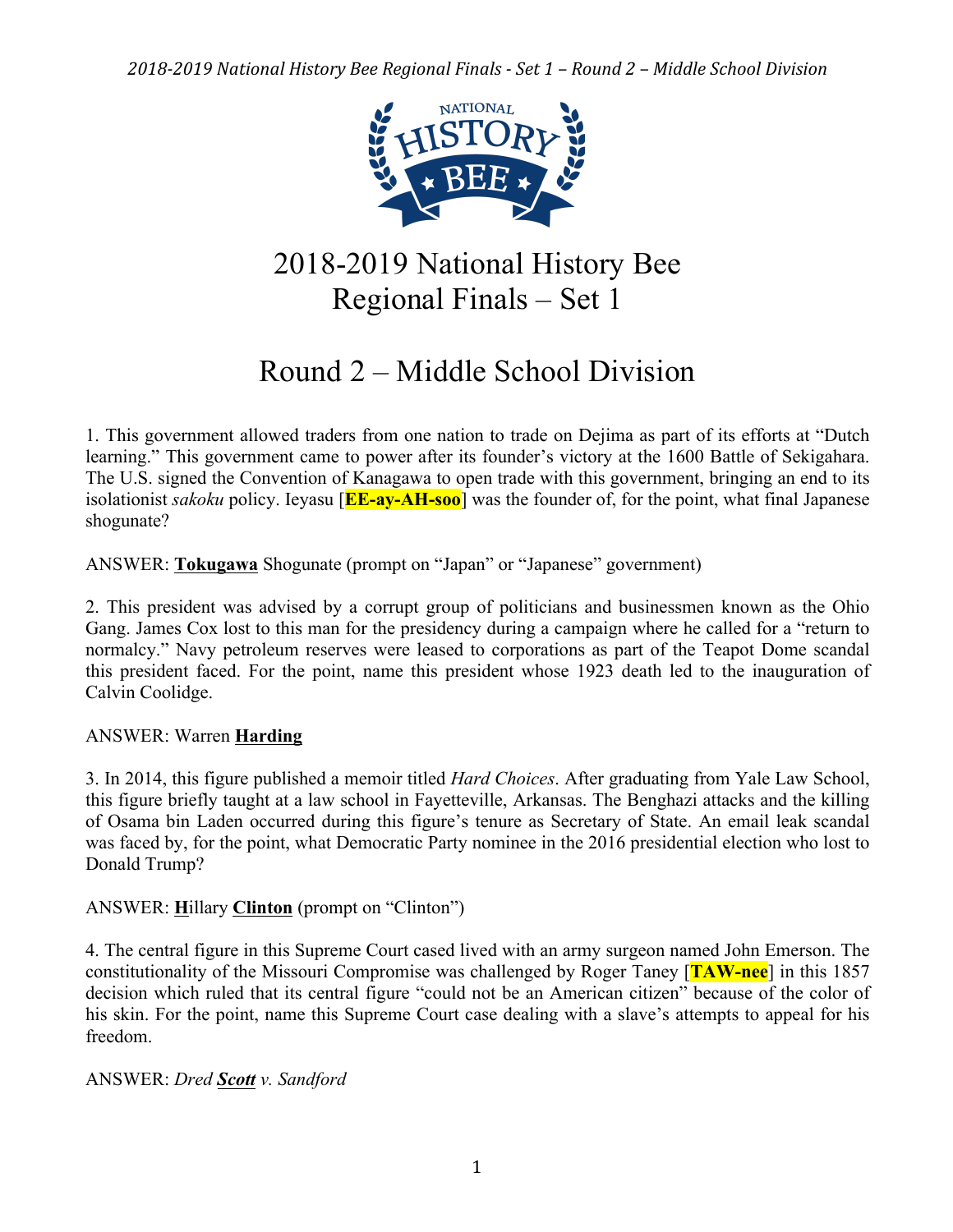# 2018-2019 National History Bee Regional Finals – Set 1

## Round 2 – Middle School Division

1. This government allowed traders from one nation to trade on Dejima as part of its efforts at "Dutch learning." This government came to power after its founder's victory at the 1600 Battle of Sekigahara. The U.S. signed the Convention of Kanagawa to open trade with this government, bringing an end to its isolationist *sakoku* policy. Ieyasu [**EE-ay-AH-soo**] was the founder of, for the point, what final Japanese shogunate?

ANSWER: **Tokugawa** Shogunate (prompt on "Japan" or "Japanese" government)

2. This president was advised by a corrupt group of politicians and businessmen known as the Ohio Gang. James Cox lost to this man for the presidency during a campaign where he called for a "return to normalcy." Navy petroleum reserves were leased to corporations as part of the Teapot Dome scandal this president faced. For the point, name this president whose 1923 death led to the inauguration of Calvin Coolidge.

ANSWER: Warren **Harding**

3. In 2014, this figure published a memoir titled *Hard Choices*. After graduating from Yale Law School, this figure briefly taught at a law school in Fayetteville, Arkansas. The Benghazi attacks and the killing of Osama bin Laden occurred during this figure's tenure as Secretary of State. An email leak scandal was faced by, for the point, what Democratic Party nominee in the 2016 presidential election who lost to Donald Trump?

ANSWER: **H**illary **Clinton** (prompt on "Clinton")

4. The central figure in this Supreme Court cased lived with an army surgeon named John Emerson. The constitutionality of the Missouri Compromise was challenged by Roger Taney [**TAW-nee**] in this 1857 decision which ruled that its central figure "could not be an American citizen" because of the color of his skin. For the point, name this Supreme Court case dealing with a slave's attempts to appeal for his freedom.

ANSWER: *Dred **Scott** v. Sandford*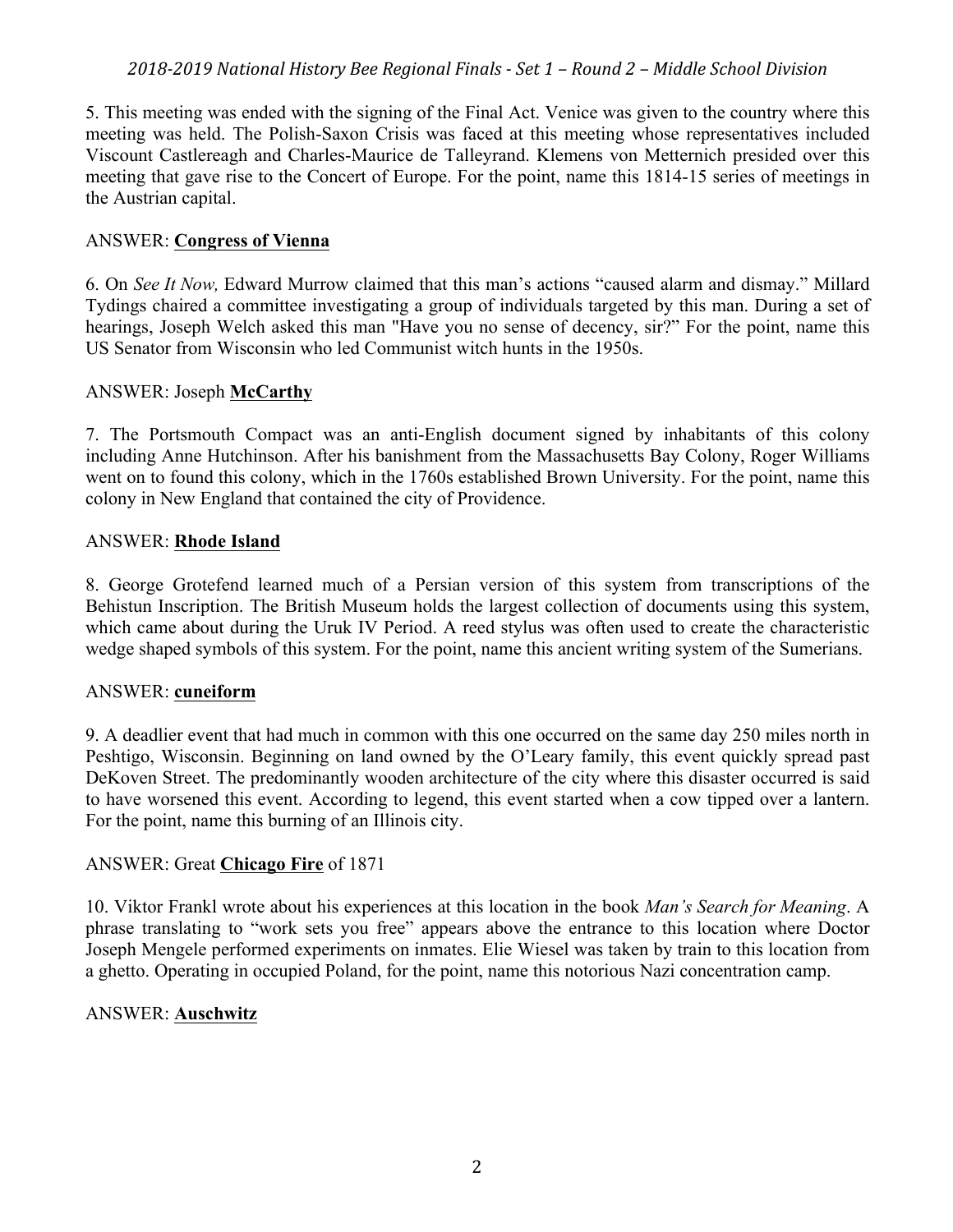5. This meeting was ended with the signing of the Final Act. Venice was given to the country where this meeting was held. The Polish-Saxon Crisis was faced at this meeting whose representatives included Viscount Castlereagh and Charles-Maurice de Talleyrand. Klemens von Metternich presided over this meeting that gave rise to the Concert of Europe. For the point, name this 1814-15 series of meetings in the Austrian capital.

ANSWER: **Congress of Vienna**

6. On *See It Now,* Edward Murrow claimed that this man's actions "caused alarm and dismay." Millard Tydings chaired a committee investigating a group of individuals targeted by this man. During a set of hearings, Joseph Welch asked this man "Have you no sense of decency, sir?" For the point, name this US Senator from Wisconsin who led Communist witch hunts in the 1950s.

ANSWER: Joseph **McCarthy**

7. The Portsmouth Compact was an anti-English document signed by inhabitants of this colony including Anne Hutchinson. After his banishment from the Massachusetts Bay Colony, Roger Williams went on to found this colony, which in the 1760s established Brown University. For the point, name this colony in New England that contained the city of Providence.

ANSWER: **Rhode Island**

8. George Grotefend learned much of a Persian version of this system from transcriptions of the Behistun Inscription. The British Museum holds the largest collection of documents using this system, which came about during the Uruk IV Period. A reed stylus was often used to create the characteristic wedge shaped symbols of this system. For the point, name this ancient writing system of the Sumerians.

ANSWER: **cuneiform**

9. A deadlier event that had much in common with this one occurred on the same day 250 miles north in Peshtigo, Wisconsin. Beginning on land owned by the O'Leary family, this event quickly spread past DeKoven Street. The predominantly wooden architecture of the city where this disaster occurred is said to have worsened this event. According to legend, this event started when a cow tipped over a lantern. For the point, name this burning of an Illinois city.

ANSWER: Great **Chicago Fire** of 1871

10. Viktor Frankl wrote about his experiences at this location in the book *Man's Search for Meaning*. A phrase translating to "work sets you free" appears above the entrance to this location where Doctor Joseph Mengele performed experiments on inmates. Elie Wiesel was taken by train to this location from a ghetto. Operating in occupied Poland, for the point, name this notorious Nazi concentration camp.

ANSWER: **Auschwitz**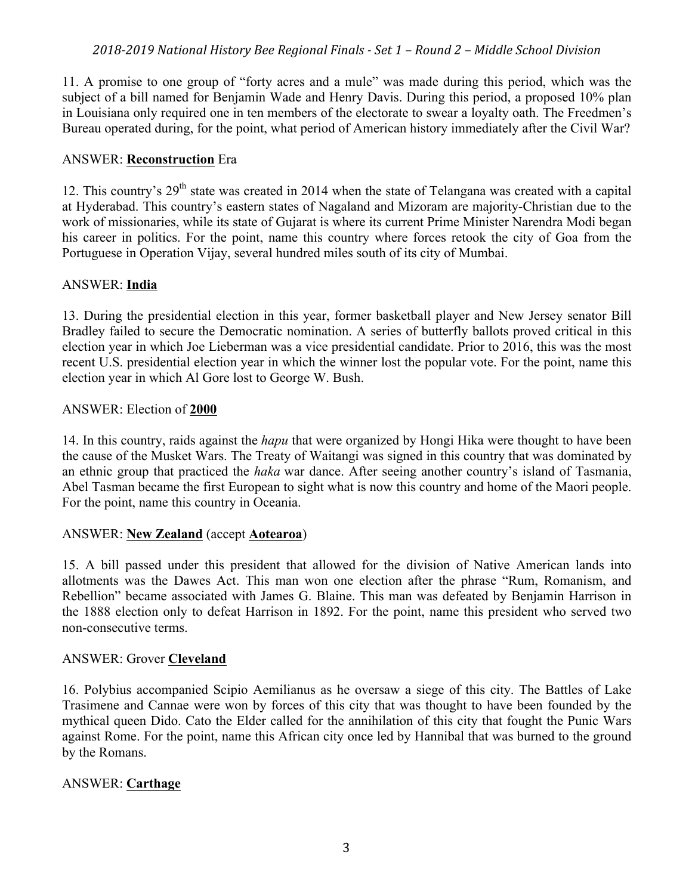11. A promise to one group of "forty acres and a mule" was made during this period, which was the subject of a bill named for Benjamin Wade and Henry Davis. During this period, a proposed 10% plan in Louisiana only required one in ten members of the electorate to swear a loyalty oath. The Freedmen's Bureau operated during, for the point, what period of American history immediately after the Civil War?

ANSWER: **Reconstruction** Era

12. This country's 29th state was created in 2014 when the state of Telangana was created with a capital at Hyderabad. This country's eastern states of Nagaland and Mizoram are majority-Christian due to the work of missionaries, while its state of Gujarat is where its current Prime Minister Narendra Modi began his career in politics. For the point, name this country where forces retook the city of Goa from the Portuguese in Operation Vijay, several hundred miles south of its city of Mumbai.

ANSWER: **India**

13. During the presidential election in this year, former basketball player and New Jersey senator Bill Bradley failed to secure the Democratic nomination. A series of butterfly ballots proved critical in this election year in which Joe Lieberman was a vice presidential candidate. Prior to 2016, this was the most recent U.S. presidential election year in which the winner lost the popular vote. For the point, name this election year in which Al Gore lost to George W. Bush.

ANSWER: Election of **2000**

14. In this country, raids against the *hapu* that were organized by Hongi Hika were thought to have been the cause of the Musket Wars. The Treaty of Waitangi was signed in this country that was dominated by an ethnic group that practiced the *haka* war dance. After seeing another country's island of Tasmania, Abel Tasman became the first European to sight what is now this country and home of the Maori people. For the point, name this country in Oceania.

ANSWER: **New Zealand** (accept **Aotearoa**)

15. A bill passed under this president that allowed for the division of Native American lands into allotments was the Dawes Act. This man won one election after the phrase "Rum, Romanism, and Rebellion" became associated with James G. Blaine. This man was defeated by Benjamin Harrison in the 1888 election only to defeat Harrison in 1892. For the point, name this president who served two non-consecutive terms.

ANSWER: Grover **Cleveland**

16. Polybius accompanied Scipio Aemilianus as he oversaw a siege of this city. The Battles of Lake Trasimene and Cannae were won by forces of this city that was thought to have been founded by the mythical queen Dido. Cato the Elder called for the annihilation of this city that fought the Punic Wars against Rome. For the point, name this African city once led by Hannibal that was burned to the ground by the Romans.

ANSWER: **Carthage**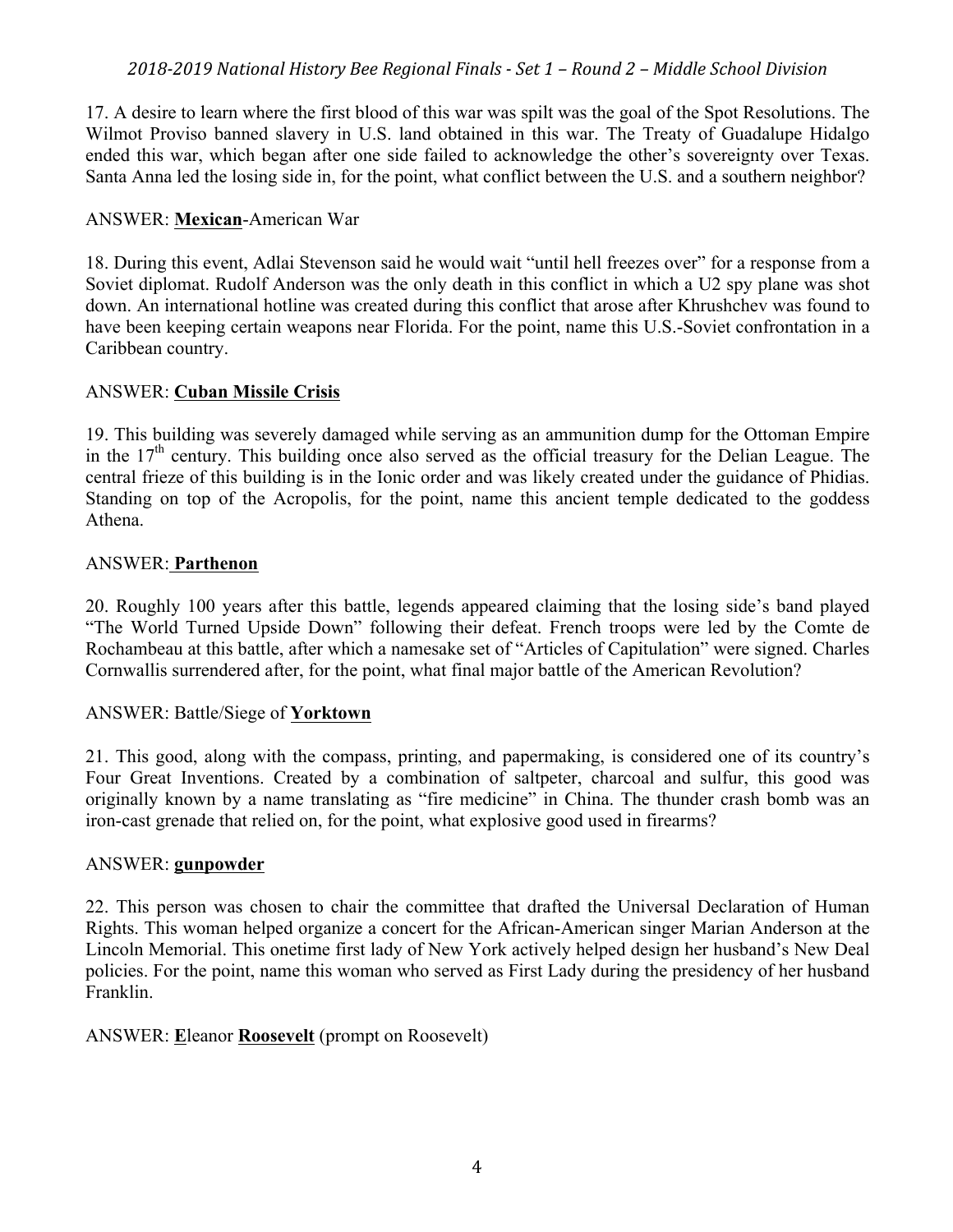17. A desire to learn where the first blood of this war was spilt was the goal of the Spot Resolutions. The Wilmot Proviso banned slavery in U.S. land obtained in this war. The Treaty of Guadalupe Hidalgo ended this war, which began after one side failed to acknowledge the other's sovereignty over Texas. Santa Anna led the losing side in, for the point, what conflict between the U.S. and a southern neighbor?

ANSWER: **Mexican**-American War

18. During this event, Adlai Stevenson said he would wait "until hell freezes over" for a response from a Soviet diplomat. Rudolf Anderson was the only death in this conflict in which a U2 spy plane was shot down. An international hotline was created during this conflict that arose after Khrushchev was found to have been keeping certain weapons near Florida. For the point, name this U.S.-Soviet confrontation in a Caribbean country.

ANSWER: **Cuban Missile Crisis**

19. This building was severely damaged while serving as an ammunition dump for the Ottoman Empire in the 17th century. This building once also served as the official treasury for the Delian League. The central frieze of this building is in the Ionic order and was likely created under the guidance of Phidias. Standing on top of the Acropolis, for the point, name this ancient temple dedicated to the goddess Athena.

ANSWER: **Parthenon**

20. Roughly 100 years after this battle, legends appeared claiming that the losing side's band played "The World Turned Upside Down" following their defeat. French troops were led by the Comte de Rochambeau at this battle, after which a namesake set of "Articles of Capitulation" were signed. Charles Cornwallis surrendered after, for the point, what final major battle of the American Revolution?

ANSWER: Battle/Siege of **Yorktown**

21. This good, along with the compass, printing, and papermaking, is considered one of its country's Four Great Inventions. Created by a combination of saltpeter, charcoal and sulfur, this good was originally known by a name translating as "fire medicine" in China. The thunder crash bomb was an iron-cast grenade that relied on, for the point, what explosive good used in firearms?

ANSWER: **gunpowder**

22. This person was chosen to chair the committee that drafted the Universal Declaration of Human Rights. This woman helped organize a concert for the African-American singer Marian Anderson at the Lincoln Memorial. This onetime first lady of New York actively helped design her husband's New Deal policies. For the point, name this woman who served as First Lady during the presidency of her husband Franklin.

ANSWER: **E**leanor **Roosevelt** (prompt on Roosevelt)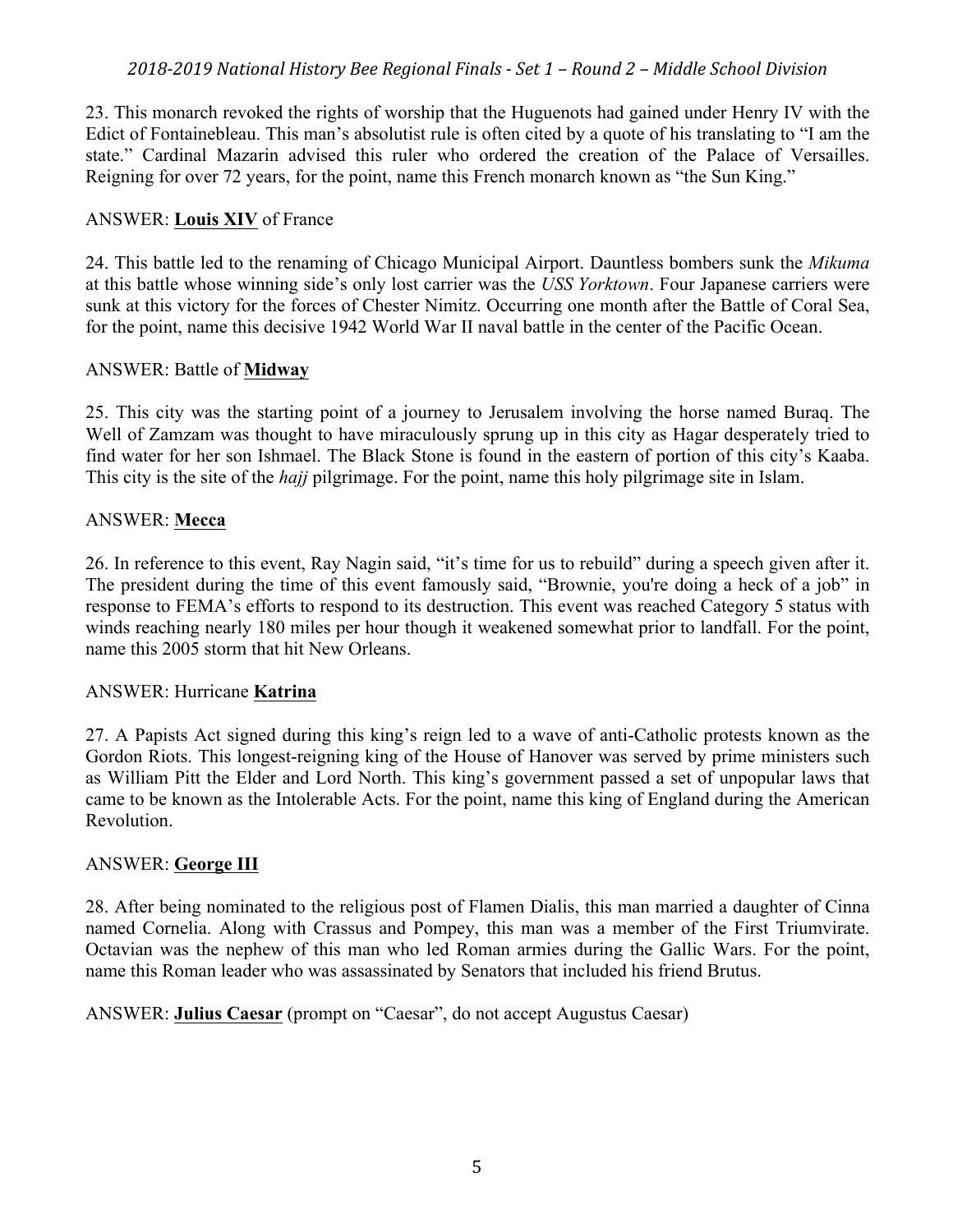23. This monarch revoked the rights of worship that the Huguenots had gained under Henry IV with the Edict of Fontainebleau. This man's absolutist rule is often cited by a quote of his translating to "I am the state." Cardinal Mazarin advised this ruler who ordered the creation of the Palace of Versailles. Reigning for over 72 years, for the point, name this French monarch known as "the Sun King."

ANSWER: **Louis XIV** of France

24. This battle led to the renaming of Chicago Municipal Airport. Dauntless bombers sunk the *Mikuma* at this battle whose winning side's only lost carrier was the *USS Yorktown*. Four Japanese carriers were sunk at this victory for the forces of Chester Nimitz. Occurring one month after the Battle of Coral Sea, for the point, name this decisive 1942 World War II naval battle in the center of the Pacific Ocean.

ANSWER: Battle of **Midway**

25. This city was the starting point of a journey to Jerusalem involving the horse named Buraq. The Well of Zamzam was thought to have miraculously sprung up in this city as Hagar desperately tried to find water for her son Ishmael. The Black Stone is found in the eastern of portion of this city's Kaaba. This city is the site of the *hajj* pilgrimage. For the point, name this holy pilgrimage site in Islam.

ANSWER: **Mecca**

26. In reference to this event, Ray Nagin said, "it's time for us to rebuild" during a speech given after it. The president during the time of this event famously said, "Brownie, you're doing a heck of a job" in response to FEMA's efforts to respond to its destruction. This event was reached Category 5 status with winds reaching nearly 180 miles per hour though it weakened somewhat prior to landfall. For the point, name this 2005 storm that hit New Orleans.

ANSWER: Hurricane **Katrina**

27. A Papists Act signed during this king's reign led to a wave of anti-Catholic protests known as the Gordon Riots. This longest-reigning king of the House of Hanover was served by prime ministers such as William Pitt the Elder and Lord North. This king's government passed a set of unpopular laws that came to be known as the Intolerable Acts. For the point, name this king of England during the American Revolution.

ANSWER: **George III**

28. After being nominated to the religious post of Flamen Dialis, this man married a daughter of Cinna named Cornelia. Along with Crassus and Pompey, this man was a member of the First Triumvirate. Octavian was the nephew of this man who led Roman armies during the Gallic Wars. For the point, name this Roman leader who was assassinated by Senators that included his friend Brutus.

ANSWER: **Julius Caesar** (prompt on "Caesar", do not accept Augustus Caesar)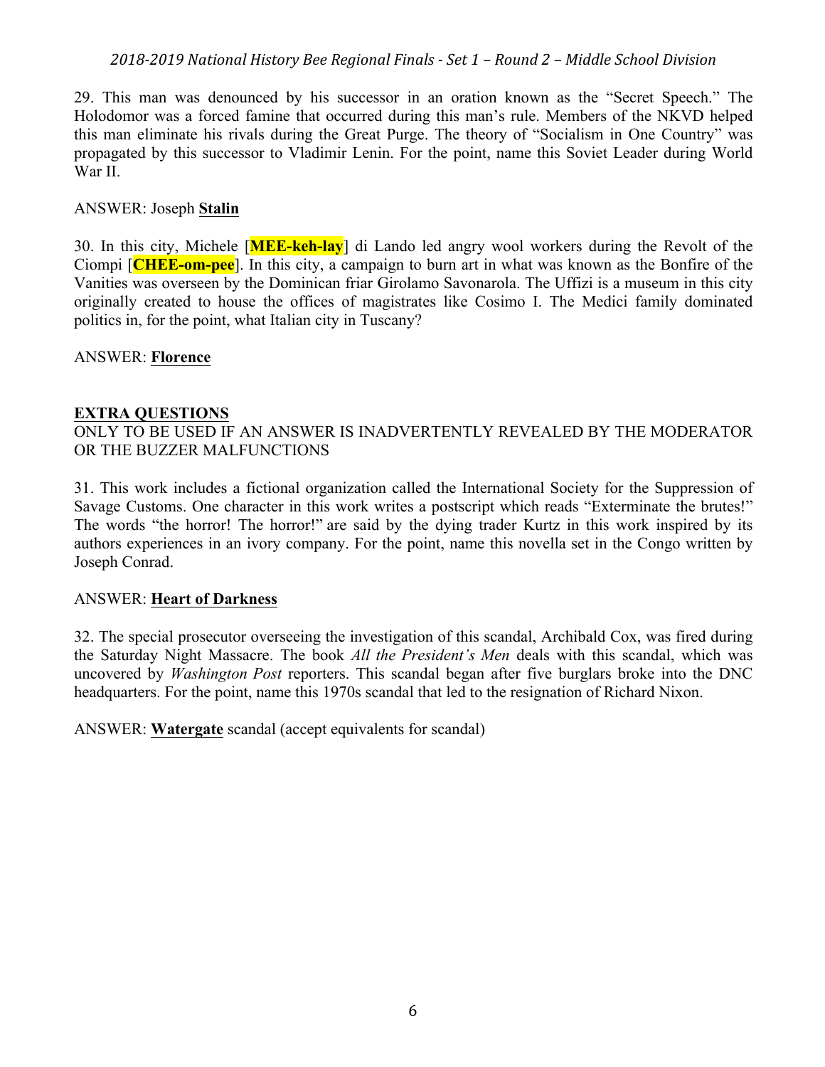29. This man was denounced by his successor in an oration known as the "Secret Speech." The Holodomor was a forced famine that occurred during this man's rule. Members of the NKVD helped this man eliminate his rivals during the Great Purge. The theory of "Socialism in One Country" was propagated by this successor to Vladimir Lenin. For the point, name this Soviet Leader during World War II.

ANSWER: Joseph **Stalin**

30. In this city, Michele [**MEE-keh-lay**] di Lando led angry wool workers during the Revolt of the Ciompi [**CHEE-om-pee**]. In this city, a campaign to burn art in what was known as the Bonfire of the Vanities was overseen by the Dominican friar Girolamo Savonarola. The Uffizi is a museum in this city originally created to house the offices of magistrates like Cosimo I. The Medici family dominated politics in, for the point, what Italian city in Tuscany?

ANSWER: **Florence**

## EXTRA QUESTIONS

ONLY TO BE USED IF AN ANSWER IS INADVERTENTLY REVEALED BY THE MODERATOR OR THE BUZZER MALFUNCTIONS

31. This work includes a fictional organization called the International Society for the Suppression of Savage Customs. One character in this work writes a postscript which reads "Exterminate the brutes!" The words "the horror! The horror!" are said by the dying trader Kurtz in this work inspired by its authors experiences in an ivory company. For the point, name this novella set in the Congo written by Joseph Conrad.

ANSWER: **Heart of Darkness**

32. The special prosecutor overseeing the investigation of this scandal, Archibald Cox, was fired during the Saturday Night Massacre. The book *All the President's Men* deals with this scandal, which was uncovered by *Washington Post* reporters. This scandal began after five burglars broke into the DNC headquarters. For the point, name this 1970s scandal that led to the resignation of Richard Nixon.

ANSWER: **Watergate** scandal (accept equivalents for scandal)